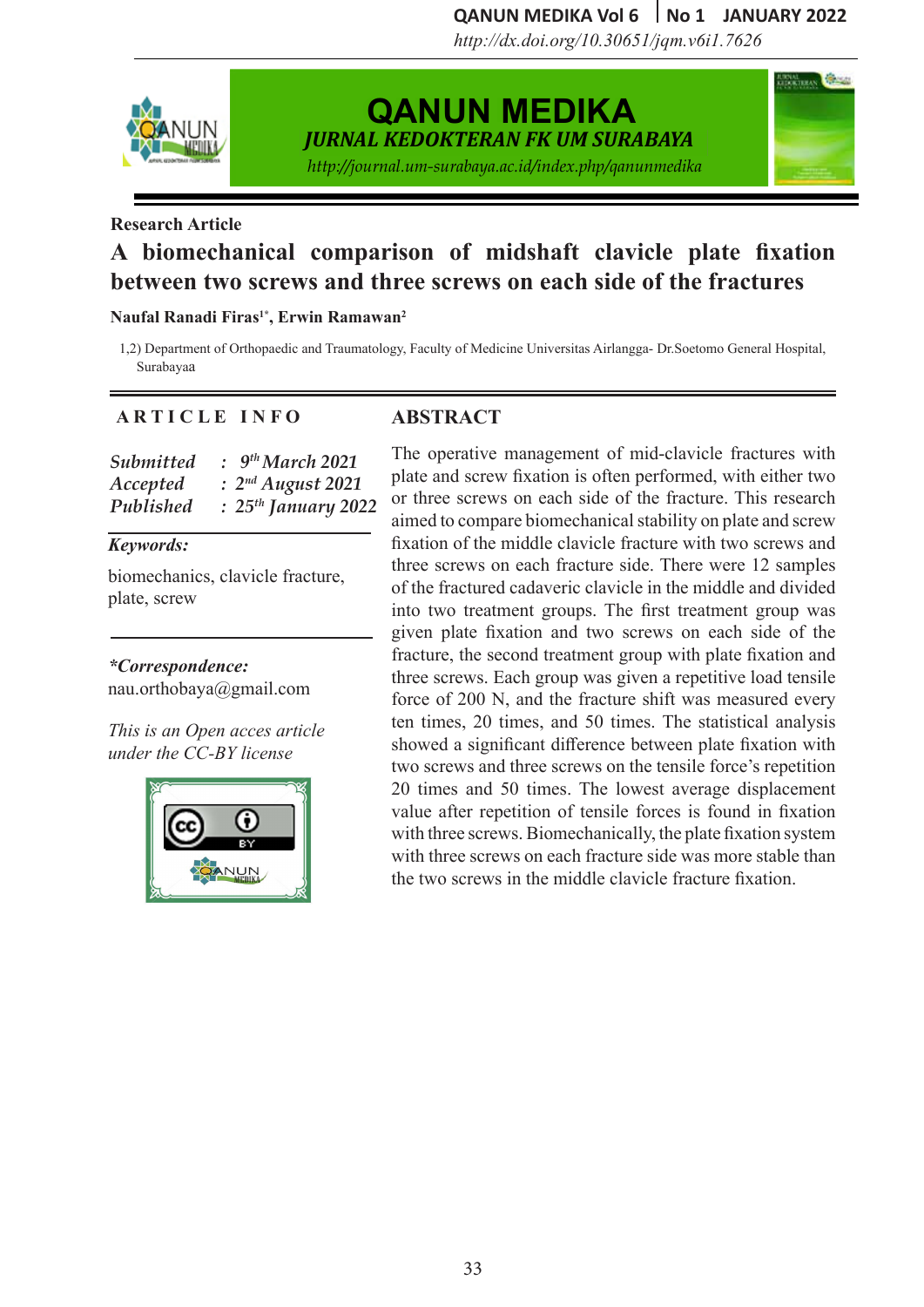Research Article

# A biomechanical comparison of midshaft clavicle plate fixation between two screws and three screws on each side of the fractures

**Naufal Ranadi Firas[1*], Erwin Ramawan[2]**

1,2) Department of Orthopaedic and Traumatology, Faculty of Medicine Universitas Airlangga- Dr.Soetomo General Hospital, Surabayaa

## ARTICLE INFO

*Submitted* : *9th March 2021*
*Accepted* : *2nd August 2021*
*Published* : *25th January 2022*

***Keywords:***

biomechanics, clavicle fracture, plate, screw

***\*Correspondence:***
nau.orthobaya@gmail.com

*This is an Open acces article under the CC-BY license*

## ABSTRACT

The operative management of mid-clavicle fractures with plate and screw fixation is often performed, with either two or three screws on each side of the fracture. This research aimed to compare biomechanical stability on plate and screw fixation of the middle clavicle fracture with two screws and three screws on each fracture side. There were 12 samples of the fractured cadaveric clavicle in the middle and divided into two treatment groups. The first treatment group was given plate fixation and two screws on each side of the fracture, the second treatment group with plate fixation and three screws. Each group was given a repetitive load tensile force of 200 N, and the fracture shift was measured every ten times, 20 times, and 50 times. The statistical analysis showed a significant difference between plate fixation with two screws and three screws on the tensile force's repetition 20 times and 50 times. The lowest average displacement value after repetition of tensile forces is found in fixation with three screws. Biomechanically, the plate fixation system with three screws on each fracture side was more stable than the two screws in the middle clavicle fracture fixation.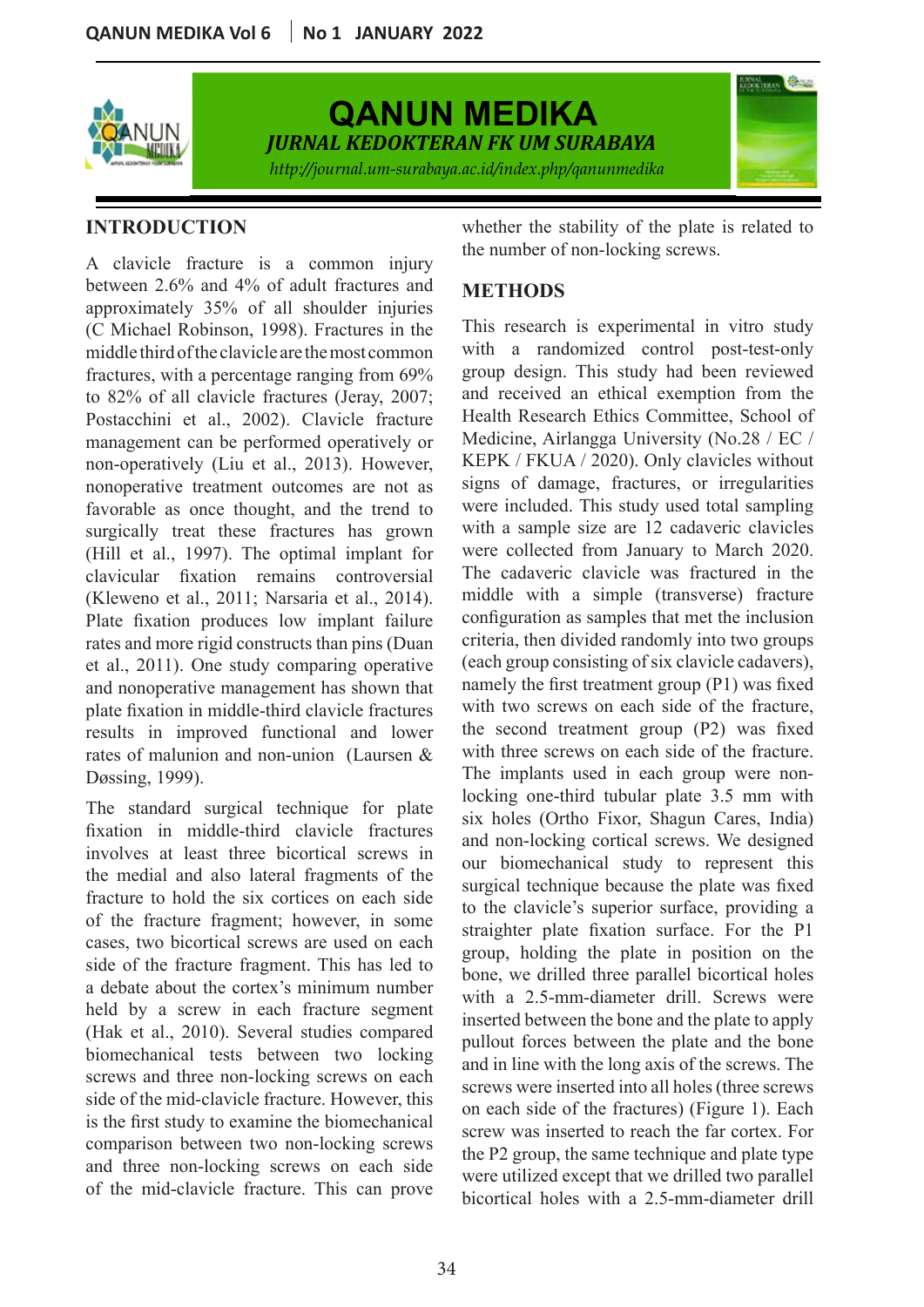## INTRODUCTION

A clavicle fracture is a common injury between 2.6% and 4% of adult fractures and approximately 35% of all shoulder injuries (C Michael Robinson, 1998). Fractures in the middle third of the clavicle are the most common fractures, with a percentage ranging from 69% to 82% of all clavicle fractures (Jeray, 2007; Postacchini et al., 2002). Clavicle fracture management can be performed operatively or non-operatively (Liu et al., 2013). However, nonoperative treatment outcomes are not as favorable as once thought, and the trend to surgically treat these fractures has grown (Hill et al., 1997). The optimal implant for clavicular fixation remains controversial (Kleweno et al., 2011; Narsaria et al., 2014). Plate fixation produces low implant failure rates and more rigid constructs than pins (Duan et al., 2011). One study comparing operative and nonoperative management has shown that plate fixation in middle-third clavicle fractures results in improved functional and lower rates of malunion and non-union (Laursen & Døssing, 1999).

The standard surgical technique for plate fixation in middle-third clavicle fractures involves at least three bicortical screws in the medial and also lateral fragments of the fracture to hold the six cortices on each side of the fracture fragment; however, in some cases, two bicortical screws are used on each side of the fracture fragment. This has led to a debate about the cortex's minimum number held by a screw in each fracture segment (Hak et al., 2010). Several studies compared biomechanical tests between two locking screws and three non-locking screws on each side of the mid-clavicle fracture. However, this is the first study to examine the biomechanical comparison between two non-locking screws and three non-locking screws on each side of the mid-clavicle fracture. This can prove whether the stability of the plate is related to the number of non-locking screws.

## METHODS

This research is experimental in vitro study with a randomized control post-test-only group design. This study had been reviewed and received an ethical exemption from the Health Research Ethics Committee, School of Medicine, Airlangga University (No.28 / EC / KEPK / FKUA / 2020). Only clavicles without signs of damage, fractures, or irregularities were included. This study used total sampling with a sample size are 12 cadaveric clavicles were collected from January to March 2020. The cadaveric clavicle was fractured in the middle with a simple (transverse) fracture configuration as samples that met the inclusion criteria, then divided randomly into two groups (each group consisting of six clavicle cadavers), namely the first treatment group (P1) was fixed with two screws on each side of the fracture, the second treatment group (P2) was fixed with three screws on each side of the fracture. The implants used in each group were non-locking one-third tubular plate 3.5 mm with six holes (Ortho Fixor, Shagun Cares, India) and non-locking cortical screws. We designed our biomechanical study to represent this surgical technique because the plate was fixed to the clavicle's superior surface, providing a straighter plate fixation surface. For the P1 group, holding the plate in position on the bone, we drilled three parallel bicortical holes with a 2.5-mm-diameter drill. Screws were inserted between the bone and the plate to apply pullout forces between the plate and the bone and in line with the long axis of the screws. The screws were inserted into all holes (three screws on each side of the fractures) (Figure 1). Each screw was inserted to reach the far cortex. For the P2 group, the same technique and plate type were utilized except that we drilled two parallel bicortical holes with a 2.5-mm-diameter drill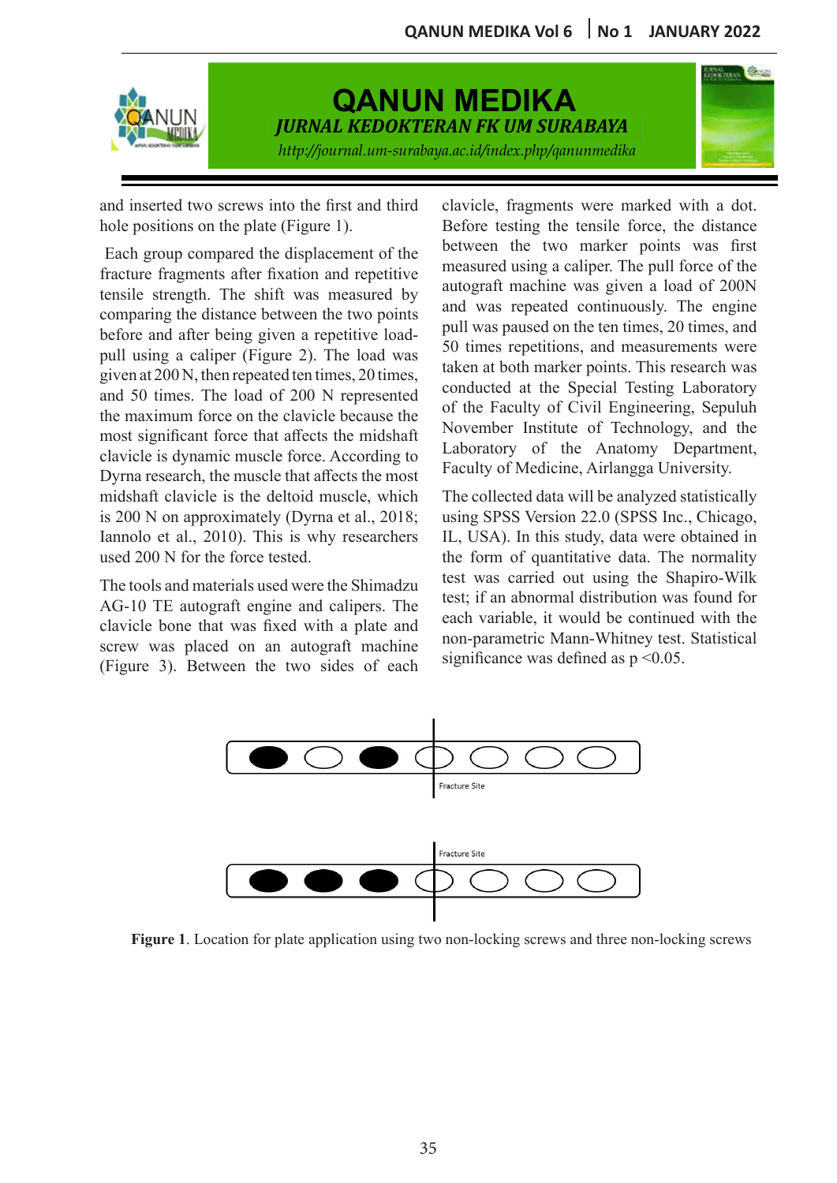and inserted two screws into the first and third hole positions on the plate (Figure 1).

Each group compared the displacement of the fracture fragments after fixation and repetitive tensile strength. The shift was measured by comparing the distance between the two points before and after being given a repetitive load-pull using a caliper (Figure 2). The load was given at 200 N, then repeated ten times, 20 times, and 50 times. The load of 200 N represented the maximum force on the clavicle because the most significant force that affects the midshaft clavicle is dynamic muscle force. According to Dyrna research, the muscle that affects the most midshaft clavicle is the deltoid muscle, which is 200 N on approximately (Dyrna et al., 2018; Iannolo et al., 2010). This is why researchers used 200 N for the force tested.

The tools and materials used were the Shimadzu AG-10 TE autograft engine and calipers. The clavicle bone that was fixed with a plate and screw was placed on an autograft machine (Figure 3). Between the two sides of each clavicle, fragments were marked with a dot. Before testing the tensile force, the distance between the two marker points was first measured using a caliper. The pull force of the autograft machine was given a load of 200N and was repeated continuously. The engine pull was paused on the ten times, 20 times, and 50 times repetitions, and measurements were taken at both marker points. This research was conducted at the Special Testing Laboratory of the Faculty of Civil Engineering, Sepuluh November Institute of Technology, and the Laboratory of the Anatomy Department, Faculty of Medicine, Airlangga University.

The collected data will be analyzed statistically using SPSS Version 22.0 (SPSS Inc., Chicago, IL, USA). In this study, data were obtained in the form of quantitative data. The normality test was carried out using the Shapiro-Wilk test; if an abnormal distribution was found for each variable, it would be continued with the non-parametric Mann-Whitney test. Statistical significance was defined as $p < 0.05$.

Fracture Site

Fracture Site

**Figure 1**. Location for plate application using two non-locking screws and three non-locking screws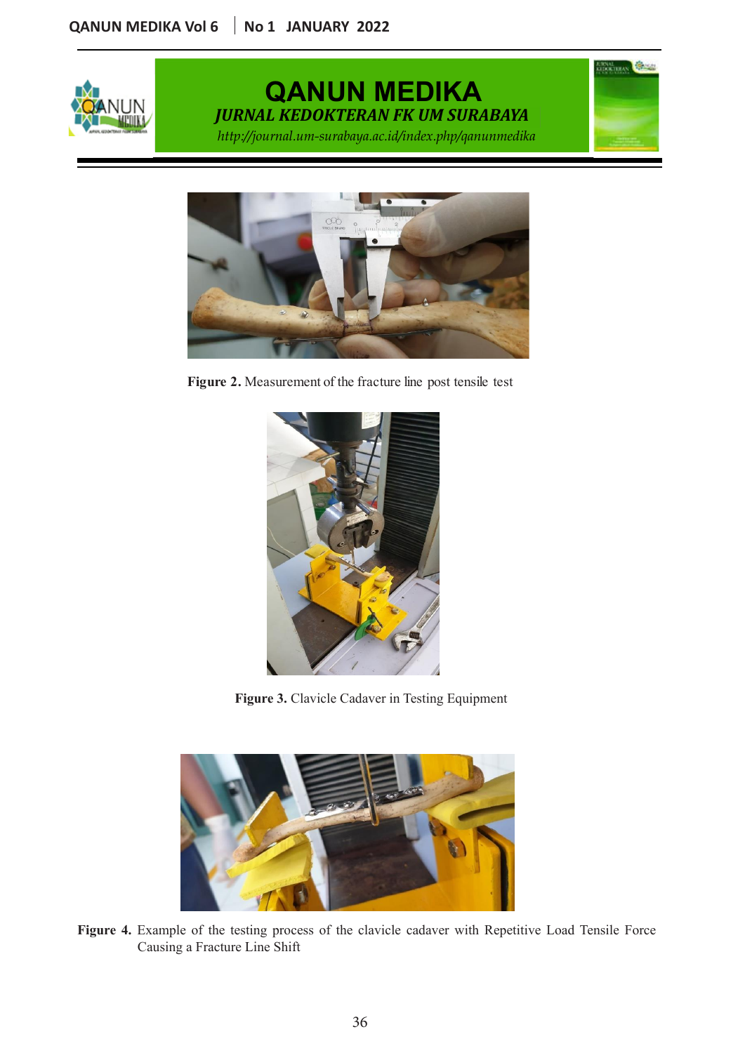Figure 2. Measurement of the fracture line post tensile test

Figure 3. Clavicle Cadaver in Testing Equipment

Figure 4. Example of the testing process of the clavicle cadaver with Repetitive Load Tensile Force Causing a Fracture Line Shift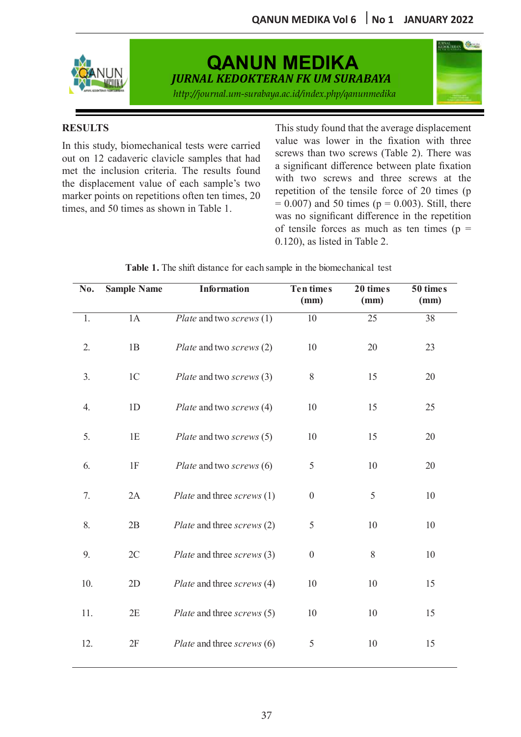## RESULTS

In this study, biomechanical tests were carried out on 12 cadaveric clavicle samples that had met the inclusion criteria. The results found the displacement value of each sample's two marker points on repetitions often ten times, 20 times, and 50 times as shown in Table 1.

This study found that the average displacement value was lower in the fixation with three screws than two screws (Table 2). There was a significant difference between plate fixation with two screws and three screws at the repetition of the tensile force of 20 times ($p = 0.007$) and 50 times ($p = 0.003$). Still, there was no significant difference in the repetition of tensile forces as much as ten times ($p = 0.120$), as listed in Table 2.

**Table 1.** The shift distance for each sample in the biomechanical test

| No. | Sample Name | Information | Ten times (mm) | 20 times (mm) | 50 times (mm) |
|---|---|---|---|---|---|
| 1. | 1A | *Plate* and two *screws* (1) | 10 | 25 | 38 |
| 2. | 1B | *Plate* and two *screws* (2) | 10 | 20 | 23 |
| 3. | 1C | *Plate* and two *screws* (3) | 8 | 15 | 20 |
| 4. | 1D | *Plate* and two *screws* (4) | 10 | 15 | 25 |
| 5. | 1E | *Plate* and two *screws* (5) | 10 | 15 | 20 |
| 6. | 1F | *Plate* and two *screws* (6) | 5 | 10 | 20 |
| 7. | 2A | *Plate* and three *screws* (1) | 0 | 5 | 10 |
| 8. | 2B | *Plate* and three *screws* (2) | 5 | 10 | 10 |
| 9. | 2C | *Plate* and three *screws* (3) | 0 | 8 | 10 |
| 10. | 2D | *Plate* and three *screws* (4) | 10 | 10 | 15 |
| 11. | 2E | *Plate* and three *screws* (5) | 10 | 10 | 15 |
| 12. | 2F | *Plate* and three *screws* (6) | 5 | 10 | 15 |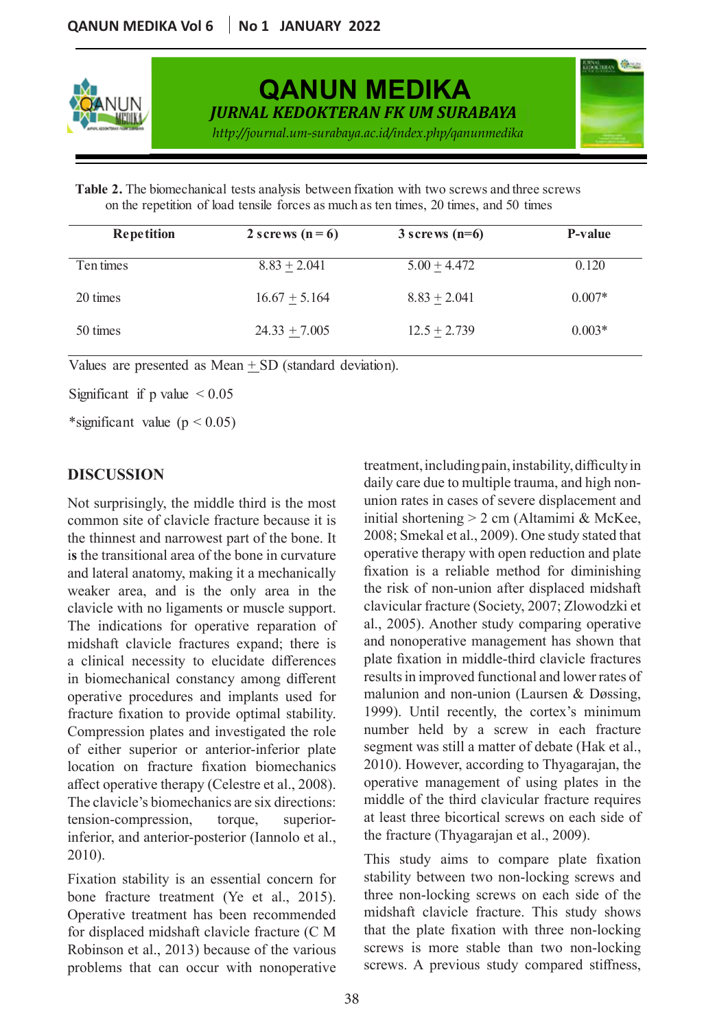**Table 2.** The biomechanical tests analysis between fixation with two screws and three screws on the repetition of load tensile forces as much as ten times, 20 times, and 50 times

| Repetition | 2 screws (n = 6) | 3 screws (n=6) | P-value |
|---|---|---|---|
| Ten times | 8.83 ± 2.041 | 5.00 ± 4.472 | 0.120 |
| 20 times | 16.67 ± 5.164 | 8.83 ± 2.041 | 0.007* |
| 50 times | 24.33 ± 7.005 | 12.5 ± 2.739 | 0.003* |

Values are presented as Mean ± SD (standard deviation).

Significant if p value < 0.05

*significant value (p < 0.05)

## DISCUSSION

Not surprisingly, the middle third is the most common site of clavicle fracture because it is the thinnest and narrowest part of the bone. It **i**s the transitional area of the bone in curvature and lateral anatomy, making it a mechanically weaker area, and is the only area in the clavicle with no ligaments or muscle support. The indications for operative reparation of midshaft clavicle fractures expand; there is a clinical necessity to elucidate differences in biomechanical constancy among different operative procedures and implants used for fracture fixation to provide optimal stability. Compression plates and investigated the role of either superior or anterior-inferior plate location on fracture fixation biomechanics affect operative therapy (Celestre et al., 2008). The clavicle's biomechanics are six directions: tension-compression, torque, superior-inferior, and anterior-posterior (Iannolo et al., 2010).

Fixation stability is an essential concern for bone fracture treatment (Ye et al., 2015). Operative treatment has been recommended for displaced midshaft clavicle fracture (C M Robinson et al., 2013) because of the various problems that can occur with nonoperative treatment, including pain, instability, difficulty in daily care due to multiple trauma, and high non-union rates in cases of severe displacement and initial shortening > 2 cm (Altamimi & McKee, 2008; Smekal et al., 2009). One study stated that operative therapy with open reduction and plate fixation is a reliable method for diminishing the risk of non-union after displaced midshaft clavicular fracture (Society, 2007; Zlowodzki et al., 2005). Another study comparing operative and nonoperative management has shown that plate fixation in middle-third clavicle fractures results in improved functional and lower rates of malunion and non-union (Laursen & Døssing, 1999). Until recently, the cortex's minimum number held by a screw in each fracture segment was still a matter of debate (Hak et al., 2010). However, according to Thyagarajan, the operative management of using plates in the middle of the third clavicular fracture requires at least three bicortical screws on each side of the fracture (Thyagarajan et al., 2009).

This study aims to compare plate fixation stability between two non-locking screws and three non-locking screws on each side of the midshaft clavicle fracture. This study shows that the plate fixation with three non-locking screws is more stable than two non-locking screws. A previous study compared stiffness,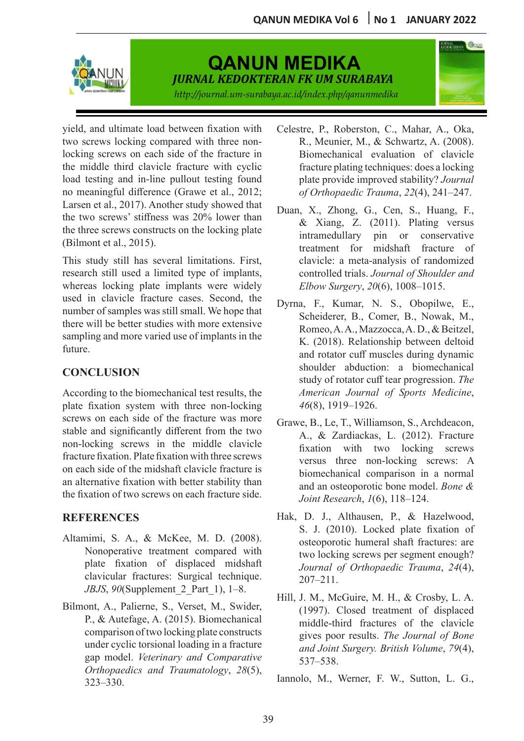yield, and ultimate load between fixation with two screws locking compared with three non-locking screws on each side of the fracture in the middle third clavicle fracture with cyclic load testing and in-line pullout testing found no meaningful difference (Grawe et al., 2012; Larsen et al., 2017). Another study showed that the two screws' stiffness was 20% lower than the three screws constructs on the locking plate (Bilmont et al., 2015).

This study still has several limitations. First, research still used a limited type of implants, whereas locking plate implants were widely used in clavicle fracture cases. Second, the number of samples was still small. We hope that there will be better studies with more extensive sampling and more varied use of implants in the future.

## CONCLUSION

According to the biomechanical test results, the plate fixation system with three non-locking screws on each side of the fracture was more stable and significantly different from the two non-locking screws in the middle clavicle fracture fixation. Plate fixation with three screws on each side of the midshaft clavicle fracture is an alternative fixation with better stability than the fixation of two screws on each fracture side.

## REFERENCES

Altamimi, S. A., & McKee, M. D. (2008). Nonoperative treatment compared with plate fixation of displaced midshaft clavicular fractures: Surgical technique. *JBJS*, *90*(Supplement_2_Part_1), 1–8.

Bilmont, A., Palierne, S., Verset, M., Swider, P., & Autefage, A. (2015). Biomechanical comparison of two locking plate constructs under cyclic torsional loading in a fracture gap model. *Veterinary and Comparative Orthopaedics and Traumatology*, *28*(5), 323–330.

Celestre, P., Roberston, C., Mahar, A., Oka, R., Meunier, M., & Schwartz, A. (2008). Biomechanical evaluation of clavicle fracture plating techniques: does a locking plate provide improved stability? *Journal of Orthopaedic Trauma*, *22*(4), 241–247.

Duan, X., Zhong, G., Cen, S., Huang, F., & Xiang, Z. (2011). Plating versus intramedullary pin or conservative treatment for midshaft fracture of clavicle: a meta-analysis of randomized controlled trials. *Journal of Shoulder and Elbow Surgery*, *20*(6), 1008–1015.

Dyrna, F., Kumar, N. S., Obopilwe, E., Scheiderer, B., Comer, B., Nowak, M., Romeo, A. A., Mazzocca, A. D., & Beitzel, K. (2018). Relationship between deltoid and rotator cuff muscles during dynamic shoulder abduction: a biomechanical study of rotator cuff tear progression. *The American Journal of Sports Medicine*, *46*(8), 1919–1926.

Grawe, B., Le, T., Williamson, S., Archdeacon, A., & Zardiackas, L. (2012). Fracture fixation with two locking screws versus three non-locking screws: A biomechanical comparison in a normal and an osteoporotic bone model. *Bone & Joint Research*, *1*(6), 118–124.

Hak, D. J., Althausen, P., & Hazelwood, S. J. (2010). Locked plate fixation of osteoporotic humeral shaft fractures: are two locking screws per segment enough? *Journal of Orthopaedic Trauma*, *24*(4), 207–211.

Hill, J. M., McGuire, M. H., & Crosby, L. A. (1997). Closed treatment of displaced middle-third fractures of the clavicle gives poor results. *The Journal of Bone and Joint Surgery. British Volume*, *79*(4), 537–538.

Iannolo, M., Werner, F. W., Sutton, L. G.,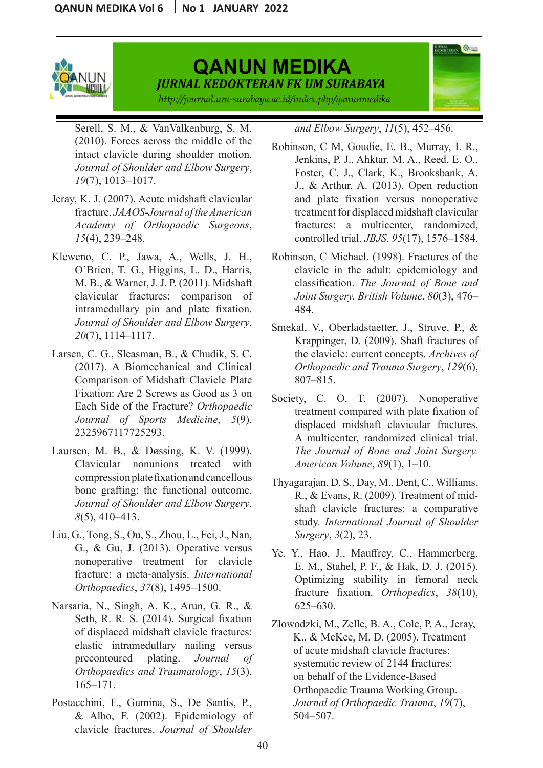Serell, S. M., & VanValkenburg, S. M. (2010). Forces across the middle of the intact clavicle during shoulder motion. *Journal of Shoulder and Elbow Surgery*, *19*(7), 1013–1017.

Jeray, K. J. (2007). Acute midshaft clavicular fracture. *JAAOS-Journal of the American Academy of Orthopaedic Surgeons*, *15*(4), 239–248.

Kleweno, C. P., Jawa, A., Wells, J. H., O'Brien, T. G., Higgins, L. D., Harris, M. B., & Warner, J. J. P. (2011). Midshaft clavicular fractures: comparison of intramedullary pin and plate fixation. *Journal of Shoulder and Elbow Surgery*, *20*(7), 1114–1117.

Larsen, C. G., Sleasman, B., & Chudik, S. C. (2017). A Biomechanical and Clinical Comparison of Midshaft Clavicle Plate Fixation: Are 2 Screws as Good as 3 on Each Side of the Fracture? *Orthopaedic Journal of Sports Medicine*, *5*(9), 2325967117725293.

Laursen, M. B., & Døssing, K. V. (1999). Clavicular nonunions treated with compression plate fixation and cancellous bone grafting: the functional outcome. *Journal of Shoulder and Elbow Surgery*, *8*(5), 410–413.

Liu, G., Tong, S., Ou, S., Zhou, L., Fei, J., Nan, G., & Gu, J. (2013). Operative versus nonoperative treatment for clavicle fracture: a meta-analysis. *International Orthopaedics*, *37*(8), 1495–1500.

Narsaria, N., Singh, A. K., Arun, G. R., & Seth, R. R. S. (2014). Surgical fixation of displaced midshaft clavicle fractures: elastic intramedullary nailing versus precontoured plating. *Journal of Orthopaedics and Traumatology*, *15*(3), 165–171.

Postacchini, F., Gumina, S., De Santis, P., & Albo, F. (2002). Epidemiology of clavicle fractures. *Journal of Shoulder and Elbow Surgery*, *11*(5), 452–456.

Robinson, C M, Goudie, E. B., Murray, I. R., Jenkins, P. J., Ahktar, M. A., Reed, E. O., Foster, C. J., Clark, K., Brooksbank, A. J., & Arthur, A. (2013). Open reduction and plate fixation versus nonoperative treatment for displaced midshaft clavicular fractures: a multicenter, randomized, controlled trial. *JBJS*, *95*(17), 1576–1584.

Robinson, C Michael. (1998). Fractures of the clavicle in the adult: epidemiology and classification. *The Journal of Bone and Joint Surgery. British Volume*, *80*(3), 476–484.

Smekal, V., Oberladstaetter, J., Struve, P., & Krappinger, D. (2009). Shaft fractures of the clavicle: current concepts. *Archives of Orthopaedic and Trauma Surgery*, *129*(6), 807–815.

Society, C. O. T. (2007). Nonoperative treatment compared with plate fixation of displaced midshaft clavicular fractures. A multicenter, randomized clinical trial. *The Journal of Bone and Joint Surgery. American Volume*, *89*(1), 1–10.

Thyagarajan, D. S., Day, M., Dent, C., Williams, R., & Evans, R. (2009). Treatment of mid-shaft clavicle fractures: a comparative study. *International Journal of Shoulder Surgery*, *3*(2), 23.

Ye, Y., Hao, J., Mauffrey, C., Hammerberg, E. M., Stahel, P. F., & Hak, D. J. (2015). Optimizing stability in femoral neck fracture fixation. *Orthopedics*, *38*(10), 625–630.

Zlowodzki, M., Zelle, B. A., Cole, P. A., Jeray, K., & McKee, M. D. (2005). Treatment of acute midshaft clavicle fractures: systematic review of 2144 fractures: on behalf of the Evidence-Based Orthopaedic Trauma Working Group. *Journal of Orthopaedic Trauma*, *19*(7), 504–507.